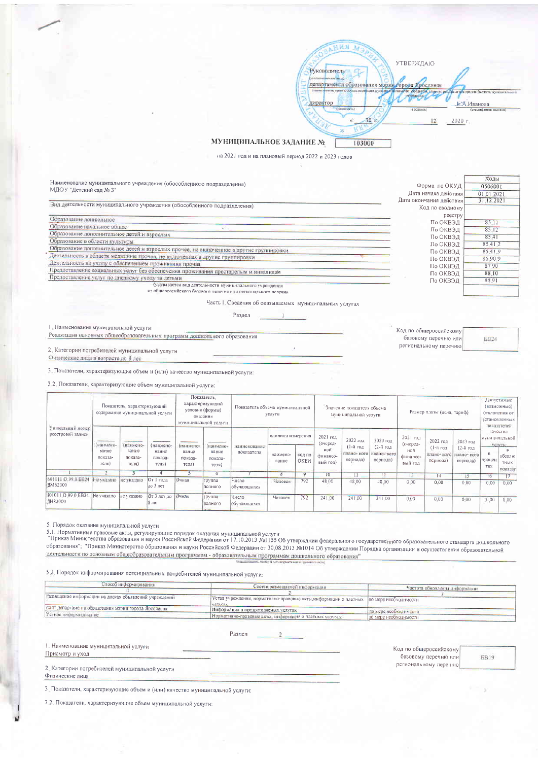УТВЕРЖДАЮ

Руководитель
(уполномоченное лицо)
департамента образования мэрии города Ярославля
(наименование органа, осуществляющего функции и полномочия учредителя, главного распорядителя средств бюджета, муниципального учреждения)

директор (должность) _______ (подпись) Е.А Иванова (расшифровка подписи)

« 30 » 12 2020 г.

# МУНИЦИПАЛЬНОЕ ЗАДАНИЕ № 103000

на 2021 год и на плановый период 2022 и 2023 годов

Наименование муниципального учреждения (обособленного подразделения)
МДОУ "Детский сад № 3"

Вид деятельности муниципального учреждения (обособленного подразделения)

Образование дошкольное
Образование начальное общее
Образование дополнительное детей и взрослых
Образование в области культуры
Образование дополнительное детей и взрослых прочее, не включенное в другие группировки
Деятельность в области медицины прочая, не включенная в другие группировки
Деятельность по уходу с обеспечением проживания прочая
Предоставление социальных услуг без обеспечения проживания престарелым и инвалидам
Предоставление услуг по дневному уходу за детьми
(указывается вид деятельности муниципального учреждения из общероссийского базового перечня или регионального перечня)

| | Коды |
|---|---|
| Форма по ОКУД | 0506001 |
| Дата начала действия | 01.01.2021 |
| Дата окончания действия | 31.12.2021 |
| Код по сводному реестру | |
| По ОКВЭД | 85.11 |
| По ОКВЭД | 85.12 |
| По ОКВЭД | 85.41 |
| По ОКВЭД | 85.41.2 |
| По ОКВЭД | 85.41.9 |
| По ОКВЭД | 86.90.9 |
| По ОКВЭД | 87.90 |
| По ОКВЭД | 88.10 |
| По ОКВЭД | 88.91 |

Часть 1. Сведения об оказываемых муниципальных услугах

Раздел 1

1. Наименование муниципальной услуги
Реализация основных общеобразовательных программ дошкольного образования

Код по общероссийскому базовому перечню или региональному перечню: БВ24

2. Категории потребителей муниципальной услуги
Физические лица в возрасте до 8 лет

3. Показатели, характеризующие объем и (или) качество муниципальной услуги:

3.2. Показатели, характеризующие объем муниципальной услуги:

| Уникальный номер реестровой записи | Показатель, характеризующий содержание муниципальной услуги | | | Показатель, характеризующий условия (формы) оказания муниципальной услуги | | Показатель объема муниципальной услуги | | | Значение показателя объема муниципальной услуги | | | Размер платы (цена, тариф) | | | Допустимые (возможные) отклонения от установленных показателей качества муниципальной услуги | |
|---|---|---|---|---|---|---|---|---|---|---|---|---|---|---|---|---|
| | (наименование показателя) | (наименование показателя) | (наименование показателя) | (наименование показателя) | (наименование показателя) | наименование показателя | единица измерения: наименование | код по ОКЕИ | 2021 год (очередной финансовый год) | 2022 год (1-й год планового периода) | 2023 год (2-й год планового периода) | 2021 год (очередной финансовый год) | 2022 год (1-й год планового периода) | 2023 год (2-й год планового периода) | в процентах | в абсолютных показателях |
| 1 | 2 | 3 | 4 | 5 | 6 | 7 | 8 | 9 | 10 | 11 | 12 | 13 | 14 | 15 | 16 | 17 |
| 801011О.99.0.БВ24ДМ62000 | Не указано | Не указано | От 1 года до 3 лет | Очная | группа полного дня | Число обучающихся | Человек | 792 | 48,00 | 48,00 | 48,00 | 0,00 | 0,00 | 0,00 | 10,00 | 0,00 |
| 801011О.99.0.БВ24ДН82000 | Не указано | Не указано | От 3 лет до 8 лет | Очная | группа полного дня | Число обучающихся | Человек | 792 | 241,00 | 241,00 | 241,00 | 0,00 | 0,00 | 0,00 | 10,00 | 0,00 |

5. Порядок оказания муниципальной услуги

5.1. Нормативные правовые акты, регулирующие порядок оказания муниципальной услуги
"Приказ Министерства образования и науки Российской Федерации от 17.10.2013 №1155 Об утверждении федерального государственного образовательного стандарта дошкольного образования"; "Приказ Министерство образования и науки Российской Федерации от 30.08.2013 №1014 Об утверждении Порядка организации и осуществления образовательной деятельности по основным общеобразовательным программам - образовательным программам дошкольного образования"
(наименование, номер и дата нормативного правового акта)

5.2. Порядок информирования потенциальных потребителей муниципальной услуги:

| Способ информирования | Состав размещаемой информации | Частота обновления информации |
|---|---|---|
| 1 | 2 | 3 |
| Размещение информации на досках объявлений учреждений | Устав учреждения, нормативно-правовые акты,информация о платных услугах | по мере необходимости |
| Сайт департамента образования мэрии города Ярославля | Информация о предоставляемых услугах | по мере необходимости |
| Устное информирование | Нормативно-правовые акты, информация о платных услугах | по мере необходимости |

Раздел 2

1. Наименование муниципальной услуги
Присмотр и уход

Код по общероссийскому базовому перечню или региональному перечню: БВ19

2. Категории потребителей муниципальной услуги
Физические лица

3. Показатели, характеризующие объем и (или) качество муниципальной услуги:

3.2. Показатели, характеризующие объем муниципальной услуги: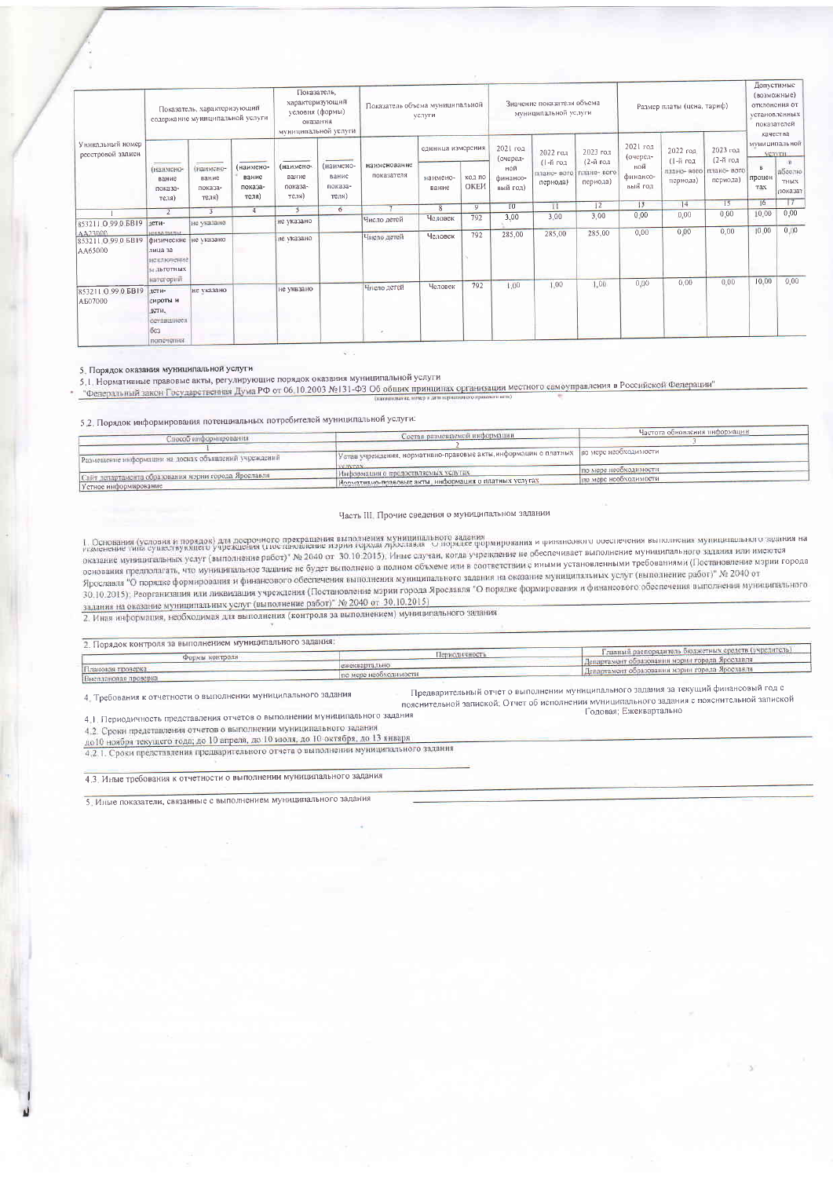| Уникальный номер реестровой записи | Показатель, характеризующий содержание муниципальной услуги | | | Показатель, характеризующий условия (формы) оказания муниципальной услуги | | Показатель объема муниципальной услуги | | | Значение показателя объема муниципальной услуги | | | Размер платы (цена, тариф) | | | Допустимые (возможные) отклонения от установленных показателей качества муниципальной услуги | |
|---|---|---|---|---|---|---|---|---|---|---|---|---|---|---|---|---|
| | (наименование показателя) | (наименование показателя) | (наименование показателя) | (наименование показателя) | (наименование показателя) | наименование показателя | единица измерения | | 2021 год (очередной финансовый год) | 2022 год (1-й год планового периода) | 2023 год (2-й год планового периода) | 2021 год (очередной финансовый год) | 2022 год (1-й год планового периода) | 2023 год (2-й год планового периода) | в процентах | в абсолютных показателях |
| | | | | | | | наименование | код по ОКЕИ | | | | | | | | |
| 1 | 2 | 3 | 4 | 5 | 6 | 7 | 8 | 9 | 10 | 11 | 12 | 13 | 14 | 15 | 16 | 17 |
| 853211.О.99.0.БВ19АА23000 | дети-инвалиды | не указано | | не указано | | Число детей | Человек | 792 | 3,00 | 3,00 | 3,00 | 0,00 | 0,00 | 0,00 | 10,00 | 0,00 |
| 853211.О.99.0.БВ19АА65000 | физические лица за исключением льготных категорий | не указано | | не указано | | Число детей | Человек | 792 | 285,00 | 285,00 | 285,00 | 0,00 | 0,00 | 0,00 | 10,00 | 0,00 |
| 853211.О.99.0.БВ19АБ07000 | дети-сироты и дети, оставшиеся без попечения | не указано | | не указано | | Число детей | Человек | 792 | 1,00 | 1,00 | 1,00 | 0,00 | 0,00 | 0,00 | 10,00 | 0,00 |

5. Порядок оказания муниципальной услуги

5.1. Нормативные правовые акты, регулирующие порядок оказания муниципальной услуги

"Федеральный закон Государственная Дума РФ от 06.10.2003 №131-ФЗ Об общих принципах организации местного самоуправления в Российской Федерации"

(наименование, номер и дата нормативного правового акта)

5.2. Порядок информирования потенциальных потребителей муниципальной услуги:

| Способ информирования | Состав размещаемой информации | Частота обновления информации |
|---|---|---|
| 1 | 2 | 3 |
| Размещение информации на досках объявлений учреждений | Устав учреждения, нормативно-правовые акты, информация о платных услугах | по мере необходимости |
| Сайт департамента образования мэрии города Ярославля | Информация о предоставляемых услугах | по мере необходимости |
| Устное информирование | Нормативно-правовые акты, информация о платных услугах | по мере необходимости |

Часть III. Прочие сведения о муниципальном задании

1. Основания (условия и порядок) для досрочного прекращения выполнения муниципального задания
Изменение типа существующего учреждения (Постановление мэрии города Ярославля "О порядке формирования и финансового обеспечения выполнения муниципального задания на оказание муниципальных услуг (выполнение работ)" № 2040 от 30.10.2015); Иные случаи, когда учреждение не обеспечивает выполнение муниципального задания или имеются основания предполагать, что муниципальное задание не будет выполнено в полном объеме или в соответствии с иными установленными требованиями (Постановление мэрии города Ярославля "О порядке формирования и финансового обеспечения выполнения муниципального задания на оказание муниципальных услуг (выполнение работ)" № 2040 от 30.10.2015); Реорганизация или ликвидация учреждения (Постановление мэрии города Ярославля "О порядке формирования и финансового обеспечения выполнения муниципального задания на оказание муниципальных услуг (выполнение работ)" № 2040 от 30.10.2015)

2. Иная информация, необходимая для выполнения (контроля за выполнением) муниципального задания

2. Порядок контроля за выполнением муниципального задания:

| Формы контроля | Периодичность | Главный распорядитель бюджетных средств (учредитель) |
|---|---|---|
| Плановая проверка | ежеквартально | Департамент образования мэрии города Ярославля |
| Внеплановая проверка | по мере необходимости | Департамент образования мэрии города Ярославля |

4. Требования к отчетности о выполнении муниципального задания — Предварительный отчет о выполнении муниципального задания за текущий финансовый год с пояснительной запиской; Отчет об исполнении муниципального задания с пояснительной запиской

4.1. Периодичность представления отчетов о выполнении муниципального задания — Годовая; Ежеквартально

4.2. Сроки представления отчетов о выполнении муниципального задания

до 10 ноября текущего года; до 10 апреля, до 10 июля, до 10 октября, до 13 января

4.2.1. Сроки представления предварительного отчета о выполнении муниципального задания

4.3. Иные требования к отчетности о выполнении муниципального задания

5. Иные показатели, связанные с выполнением муниципального задания